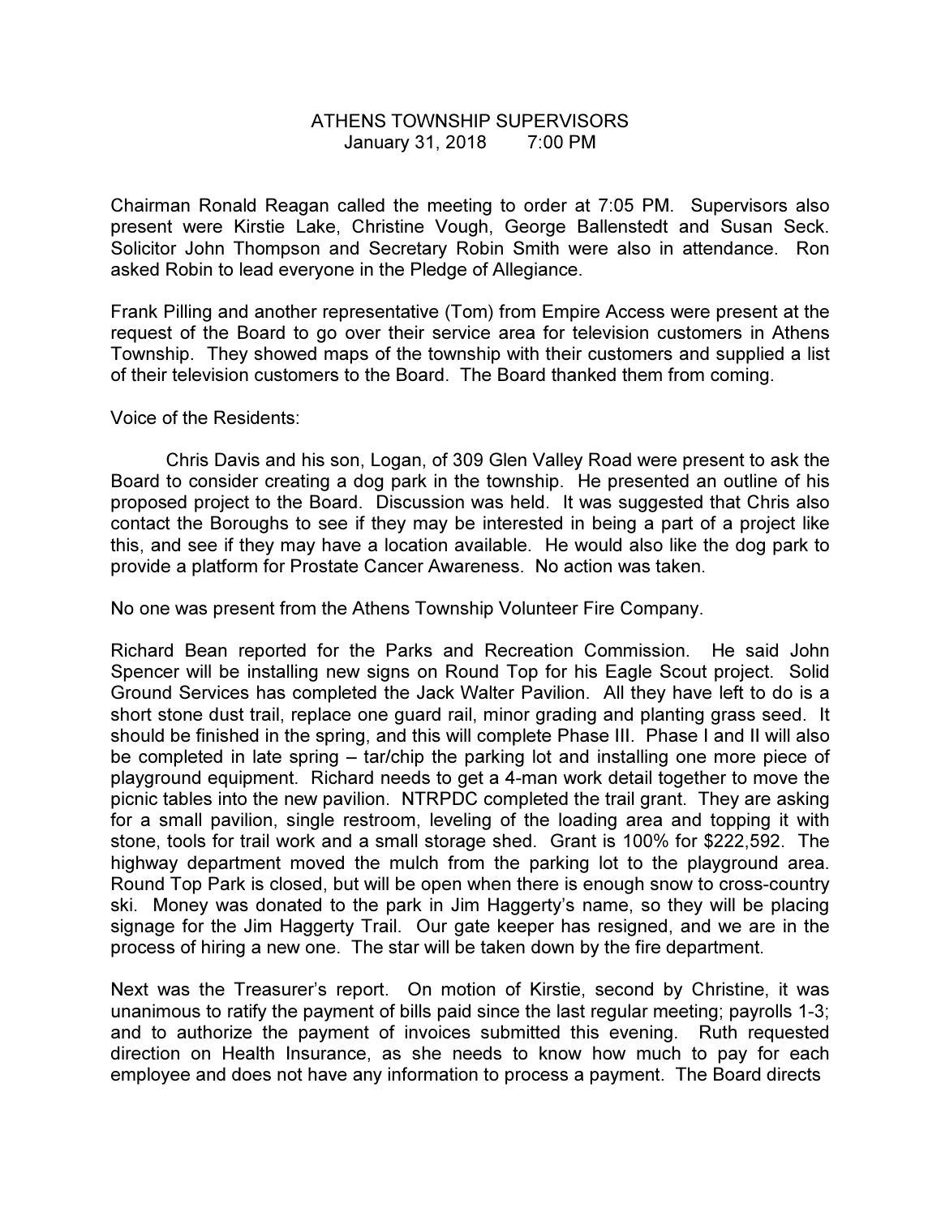# ATHENS TOWNSHIP SUPERVISORS
January 31, 2018 7:00 PM

Chairman Ronald Reagan called the meeting to order at 7:05 PM. Supervisors also present were Kirstie Lake, Christine Vough, George Ballenstedt and Susan Seck. Solicitor John Thompson and Secretary Robin Smith were also in attendance. Ron asked Robin to lead everyone in the Pledge of Allegiance.

Frank Pilling and another representative (Tom) from Empire Access were present at the request of the Board to go over their service area for television customers in Athens Township. They showed maps of the township with their customers and supplied a list of their television customers to the Board. The Board thanked them from coming.

Voice of the Residents:

Chris Davis and his son, Logan, of 309 Glen Valley Road were present to ask the Board to consider creating a dog park in the township. He presented an outline of his proposed project to the Board. Discussion was held. It was suggested that Chris also contact the Boroughs to see if they may be interested in being a part of a project like this, and see if they may have a location available. He would also like the dog park to provide a platform for Prostate Cancer Awareness. No action was taken.

No one was present from the Athens Township Volunteer Fire Company.

Richard Bean reported for the Parks and Recreation Commission. He said John Spencer will be installing new signs on Round Top for his Eagle Scout project. Solid Ground Services has completed the Jack Walter Pavilion. All they have left to do is a short stone dust trail, replace one guard rail, minor grading and planting grass seed. It should be finished in the spring, and this will complete Phase III. Phase I and II will also be completed in late spring – tar/chip the parking lot and installing one more piece of playground equipment. Richard needs to get a 4-man work detail together to move the picnic tables into the new pavilion. NTRPDC completed the trail grant. They are asking for a small pavilion, single restroom, leveling of the loading area and topping it with stone, tools for trail work and a small storage shed. Grant is 100% for $222,592. The highway department moved the mulch from the parking lot to the playground area. Round Top Park is closed, but will be open when there is enough snow to cross-country ski. Money was donated to the park in Jim Haggerty's name, so they will be placing signage for the Jim Haggerty Trail. Our gate keeper has resigned, and we are in the process of hiring a new one. The star will be taken down by the fire department.

Next was the Treasurer's report. On motion of Kirstie, second by Christine, it was unanimous to ratify the payment of bills paid since the last regular meeting; payrolls 1-3; and to authorize the payment of invoices submitted this evening. Ruth requested direction on Health Insurance, as she needs to know how much to pay for each employee and does not have any information to process a payment. The Board directs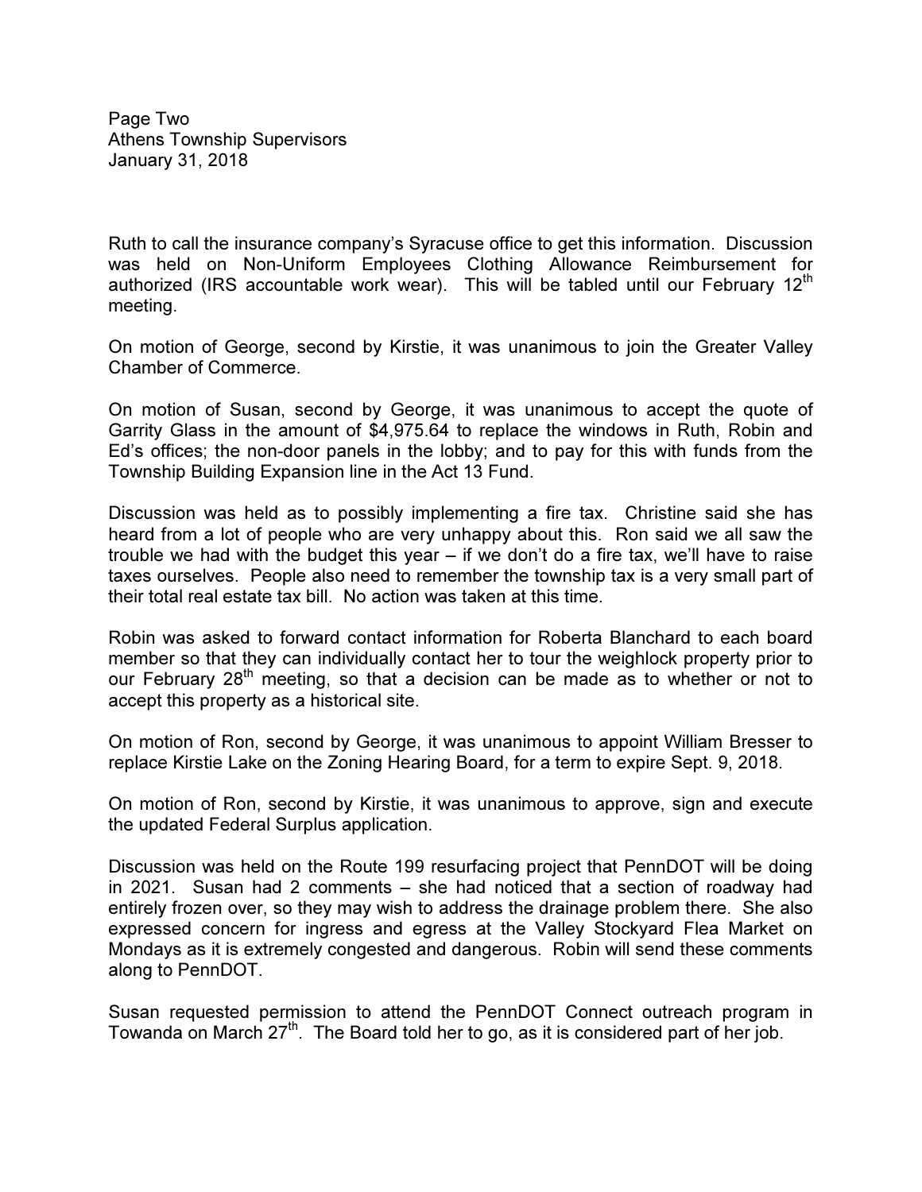Ruth to call the insurance company's Syracuse office to get this information. Discussion was held on Non-Uniform Employees Clothing Allowance Reimbursement for authorized (IRS accountable work wear). This will be tabled until our February 12th meeting.

On motion of George, second by Kirstie, it was unanimous to join the Greater Valley Chamber of Commerce.

On motion of Susan, second by George, it was unanimous to accept the quote of Garrity Glass in the amount of $4,975.64 to replace the windows in Ruth, Robin and Ed's offices; the non-door panels in the lobby; and to pay for this with funds from the Township Building Expansion line in the Act 13 Fund.

Discussion was held as to possibly implementing a fire tax. Christine said she has heard from a lot of people who are very unhappy about this. Ron said we all saw the trouble we had with the budget this year – if we don't do a fire tax, we'll have to raise taxes ourselves. People also need to remember the township tax is a very small part of their total real estate tax bill. No action was taken at this time.

Robin was asked to forward contact information for Roberta Blanchard to each board member so that they can individually contact her to tour the weighlock property prior to our February 28th meeting, so that a decision can be made as to whether or not to accept this property as a historical site.

On motion of Ron, second by George, it was unanimous to appoint William Bresser to replace Kirstie Lake on the Zoning Hearing Board, for a term to expire Sept. 9, 2018.

On motion of Ron, second by Kirstie, it was unanimous to approve, sign and execute the updated Federal Surplus application.

Discussion was held on the Route 199 resurfacing project that PennDOT will be doing in 2021. Susan had 2 comments – she had noticed that a section of roadway had entirely frozen over, so they may wish to address the drainage problem there. She also expressed concern for ingress and egress at the Valley Stockyard Flea Market on Mondays as it is extremely congested and dangerous. Robin will send these comments along to PennDOT.

Susan requested permission to attend the PennDOT Connect outreach program in Towanda on March 27th. The Board told her to go, as it is considered part of her job.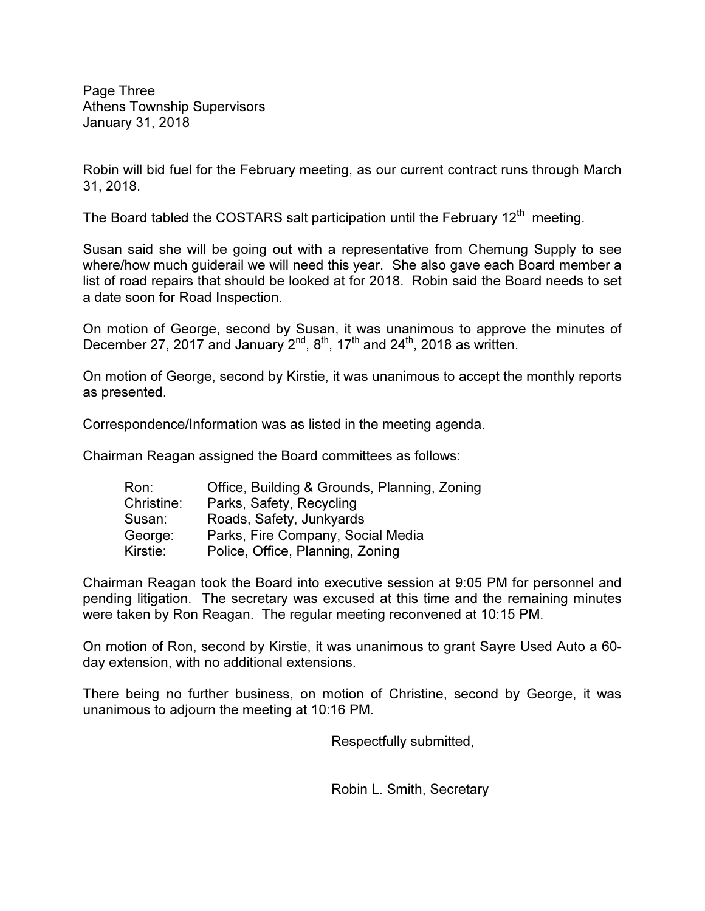Robin will bid fuel for the February meeting, as our current contract runs through March 31, 2018.

The Board tabled the COSTARS salt participation until the February 12th meeting.

Susan said she will be going out with a representative from Chemung Supply to see where/how much guiderail we will need this year. She also gave each Board member a list of road repairs that should be looked at for 2018. Robin said the Board needs to set a date soon for Road Inspection.

On motion of George, second by Susan, it was unanimous to approve the minutes of December 27, 2017 and January 2nd, 8th, 17th and 24th, 2018 as written.

On motion of George, second by Kirstie, it was unanimous to accept the monthly reports as presented.

Correspondence/Information was as listed in the meeting agenda.

Chairman Reagan assigned the Board committees as follows:

| | |
|---|---|
| Ron: | Office, Building & Grounds, Planning, Zoning |
| Christine: | Parks, Safety, Recycling |
| Susan: | Roads, Safety, Junkyards |
| George: | Parks, Fire Company, Social Media |
| Kirstie: | Police, Office, Planning, Zoning |

Chairman Reagan took the Board into executive session at 9:05 PM for personnel and pending litigation. The secretary was excused at this time and the remaining minutes were taken by Ron Reagan. The regular meeting reconvened at 10:15 PM.

On motion of Ron, second by Kirstie, it was unanimous to grant Sayre Used Auto a 60-day extension, with no additional extensions.

There being no further business, on motion of Christine, second by George, it was unanimous to adjourn the meeting at 10:16 PM.

Respectfully submitted,

Robin L. Smith, Secretary